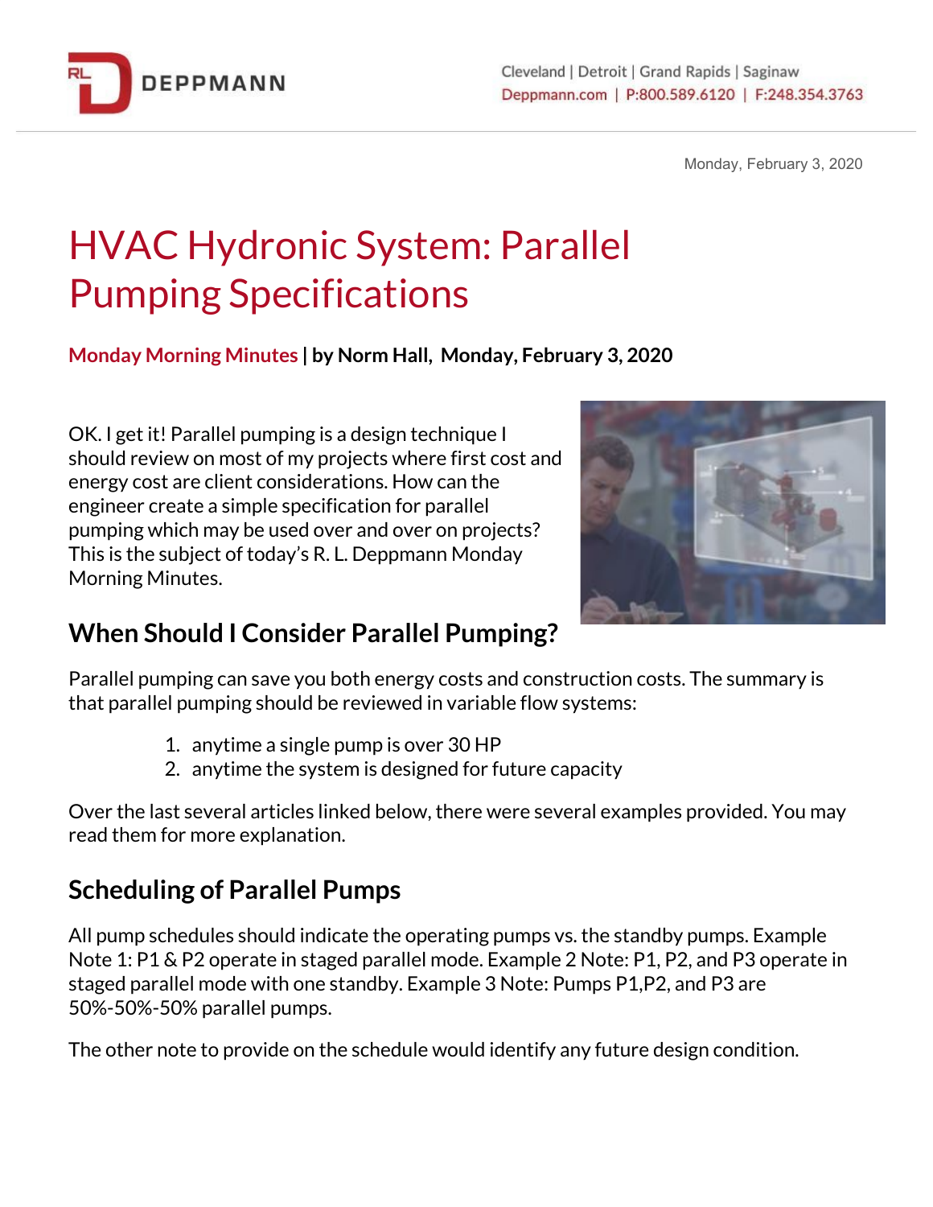# HVAC Hydronic System: Parallel Pumping Specifications

**Monday Morning Minutes | by Norm Hall, Monday, February 3, 2020**

OK. I get it! Parallel pumping is a design technique I should review on most of my projects where first cost and energy cost are client considerations. How can the engineer create a simple specification for parallel pumping which may be used over and over on projects? This is the subject of today's R. L. Deppmann Monday Morning Minutes.

## When Should I Consider Parallel Pumping?

Parallel pumping can save you both energy costs and construction costs. The summary is that parallel pumping should be reviewed in variable flow systems:

1. anytime a single pump is over 30 HP
2. anytime the system is designed for future capacity

Over the last several articles linked below, there were several examples provided. You may read them for more explanation.

## Scheduling of Parallel Pumps

All pump schedules should indicate the operating pumps vs. the standby pumps. Example Note 1: P1 & P2 operate in staged parallel mode. Example 2 Note: P1, P2, and P3 operate in staged parallel mode with one standby. Example 3 Note: Pumps P1,P2, and P3 are 50%-50%-50% parallel pumps.

The other note to provide on the schedule would identify any future design condition.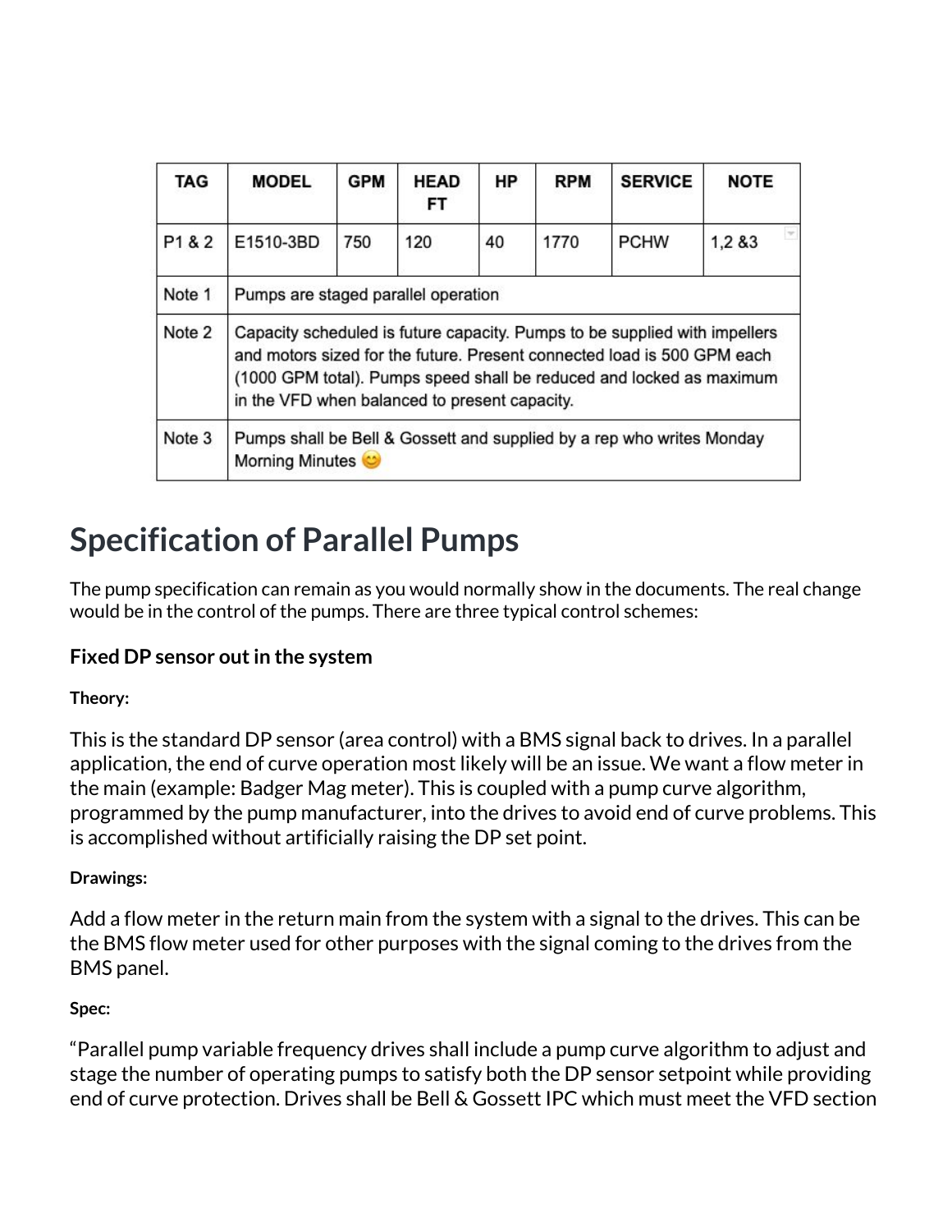| TAG | MODEL | GPM | HEAD FT | HP | RPM | SERVICE | NOTE |
|---|---|---|---|---|---|---|---|
| P1 & 2 | E1510-3BD | 750 | 120 | 40 | 1770 | PCHW | 1,2 &3 |
| Note 1 | Pumps are staged parallel operation | | | | | | |
| Note 2 | Capacity scheduled is future capacity. Pumps to be supplied with impellers and motors sized for the future. Present connected load is 500 GPM each (1000 GPM total). Pumps speed shall be reduced and locked as maximum in the VFD when balanced to present capacity. | | | | | | |
| Note 3 | Pumps shall be Bell & Gossett and supplied by a rep who writes Monday Morning Minutes 😊 | | | | | | |

# Specification of Parallel Pumps

The pump specification can remain as you would normally show in the documents. The real change would be in the control of the pumps. There are three typical control schemes:

### Fixed DP sensor out in the system

**Theory:**

This is the standard DP sensor (area control) with a BMS signal back to drives. In a parallel application, the end of curve operation most likely will be an issue. We want a flow meter in the main (example: Badger Mag meter). This is coupled with a pump curve algorithm, programmed by the pump manufacturer, into the drives to avoid end of curve problems. This is accomplished without artificially raising the DP set point.

**Drawings:**

Add a flow meter in the return main from the system with a signal to the drives. This can be the BMS flow meter used for other purposes with the signal coming to the drives from the BMS panel.

**Spec:**

"Parallel pump variable frequency drives shall include a pump curve algorithm to adjust and stage the number of operating pumps to satisfy both the DP sensor setpoint while providing end of curve protection. Drives shall be Bell & Gossett IPC which must meet the VFD section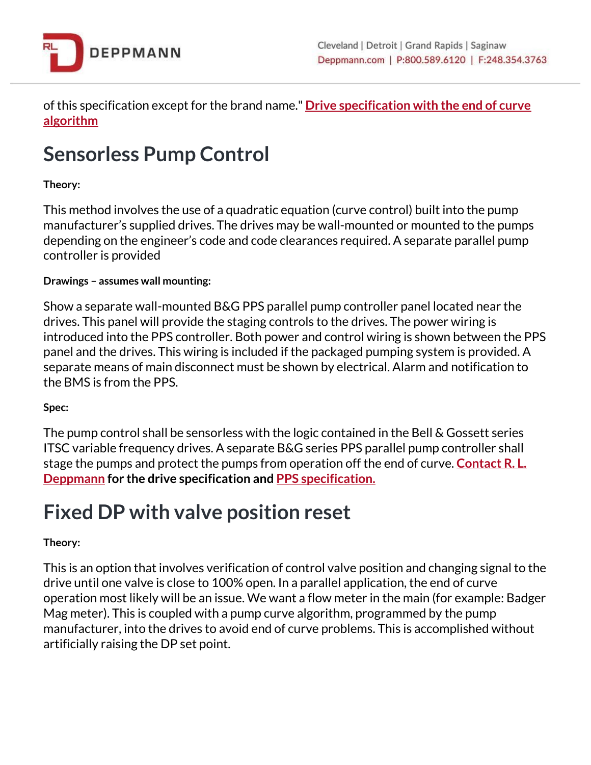of this specification except for the brand name." **Drive specification with the end of curve algorithm**

# Sensorless Pump Control

**Theory:**

This method involves the use of a quadratic equation (curve control) built into the pump manufacturer's supplied drives. The drives may be wall-mounted or mounted to the pumps depending on the engineer's code and code clearances required. A separate parallel pump controller is provided

**Drawings – assumes wall mounting:**

Show a separate wall-mounted B&G PPS parallel pump controller panel located near the drives. This panel will provide the staging controls to the drives. The power wiring is introduced into the PPS controller. Both power and control wiring is shown between the PPS panel and the drives. This wiring is included if the packaged pumping system is provided. A separate means of main disconnect must be shown by electrical. Alarm and notification to the BMS is from the PPS.

**Spec:**

The pump control shall be sensorless with the logic contained in the Bell & Gossett series ITSC variable frequency drives. A separate B&G series PPS parallel pump controller shall stage the pumps and protect the pumps from operation off the end of curve. **Contact R. L. Deppmann for the drive specification and PPS specification.**

# Fixed DP with valve position reset

**Theory:**

This is an option that involves verification of control valve position and changing signal to the drive until one valve is close to 100% open. In a parallel application, the end of curve operation most likely will be an issue. We want a flow meter in the main (for example: Badger Mag meter). This is coupled with a pump curve algorithm, programmed by the pump manufacturer, into the drives to avoid end of curve problems. This is accomplished without artificially raising the DP set point.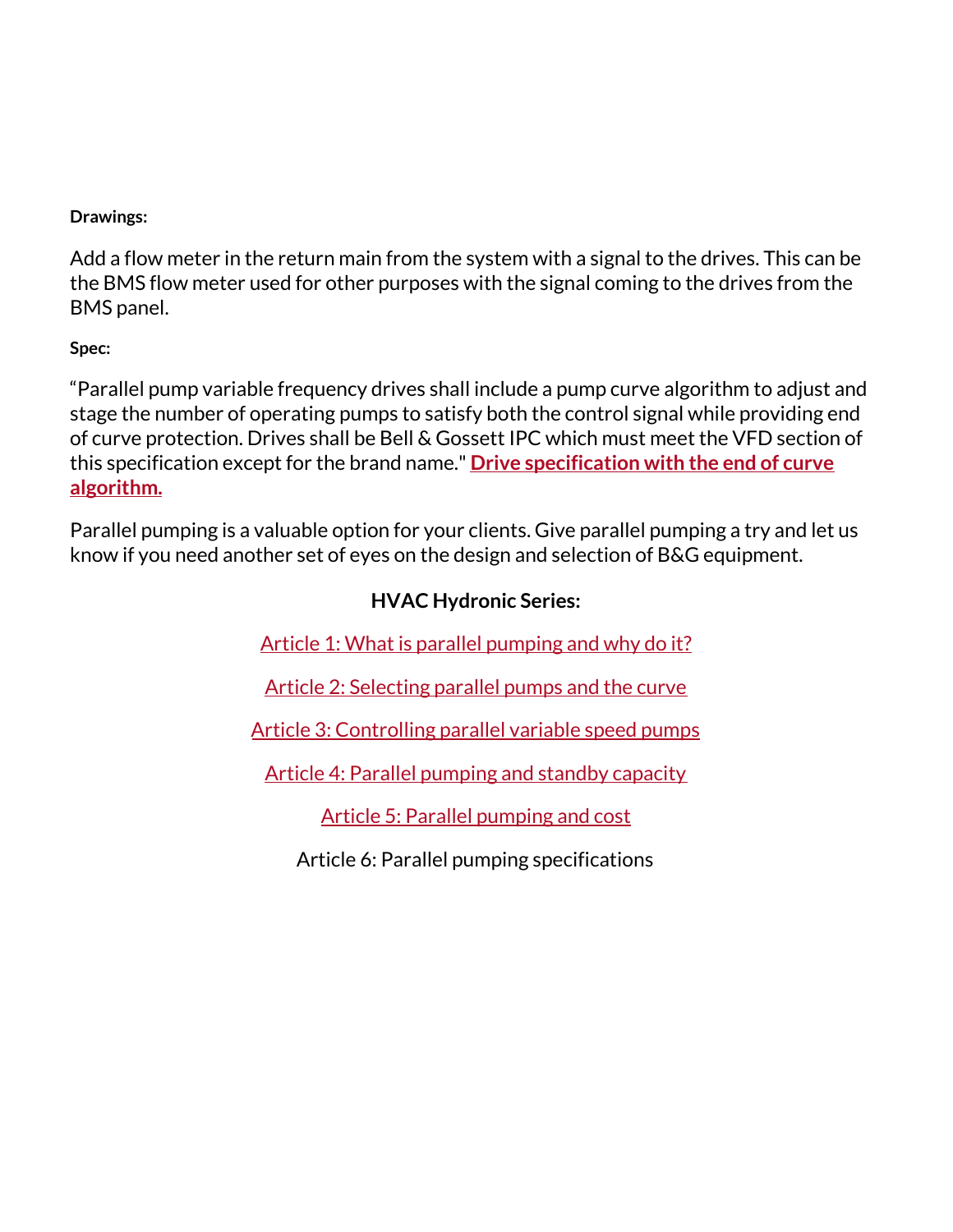**Drawings:**

Add a flow meter in the return main from the system with a signal to the drives. This can be the BMS flow meter used for other purposes with the signal coming to the drives from the BMS panel.

**Spec:**

"Parallel pump variable frequency drives shall include a pump curve algorithm to adjust and stage the number of operating pumps to satisfy both the control signal while providing end of curve protection. Drives shall be Bell & Gossett IPC which must meet the VFD section of this specification except for the brand name." **Drive specification with the end of curve algorithm.**

Parallel pumping is a valuable option for your clients. Give parallel pumping a try and let us know if you need another set of eyes on the design and selection of B&G equipment.

**HVAC Hydronic Series:**

Article 1: What is parallel pumping and why do it?

Article 2: Selecting parallel pumps and the curve

Article 3: Controlling parallel variable speed pumps

Article 4: Parallel pumping and standby capacity

Article 5: Parallel pumping and cost

Article 6: Parallel pumping specifications